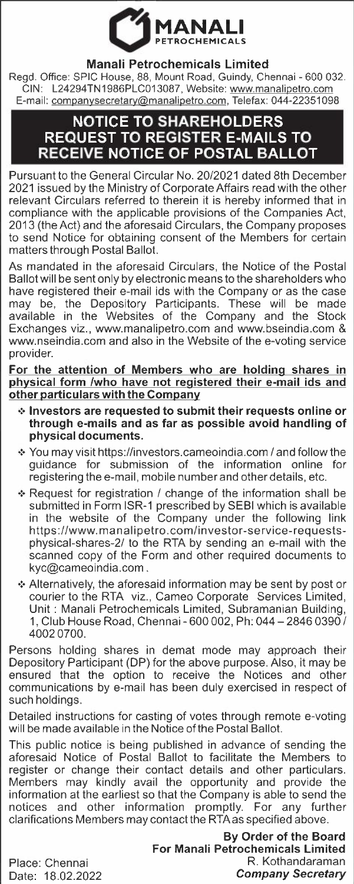# Manali Petrochemicals Limited

Regd. Office: SPIC House, 88, Mount Road, Guindy, Chennai - 600 032.
CIN: L24294TN1986PLC013087, Website: www.manalipetro.com
E-mail: companysecretary@manalipetro.com, Telefax: 044-22351098

## NOTICE TO SHAREHOLDERS REQUEST TO REGISTER E-MAILS TO RECEIVE NOTICE OF POSTAL BALLOT

Pursuant to the General Circular No. 20/2021 dated 8th December 2021 issued by the Ministry of Corporate Affairs read with the other relevant Circulars referred to therein it is hereby informed that in compliance with the applicable provisions of the Companies Act, 2013 (the Act) and the aforesaid Circulars, the Company proposes to send Notice for obtaining consent of the Members for certain matters through Postal Ballot.

As mandated in the aforesaid Circulars, the Notice of the Postal Ballot will be sent only by electronic means to the shareholders who have registered their e-mail ids with the Company or as the case may be, the Depository Participants. These will be made available in the Websites of the Company and the Stock Exchanges viz., www.manalipetro.com and www.bseindia.com & www.nseindia.com and also in the Website of the e-voting service provider.

**For the attention of Members who are holding shares in physical form /who have not registered their e-mail ids and other particulars with the Company**

- **Investors are requested to submit their requests online or through e-mails and as far as possible avoid handling of physical documents.**
- You may visit https://investors.cameoindia.com / and follow the guidance for submission of the information online for registering the e-mail, mobile number and other details, etc.
- Request for registration / change of the information shall be submitted in Form ISR-1 prescribed by SEBI which is available in the website of the Company under the following link https://www.manalipetro.com/investor-service-requests-physical-shares-2/ to the RTA by sending an e-mail with the scanned copy of the Form and other required documents to kyc@cameoindia.com .
- Alternatively, the aforesaid information may be sent by post or courier to the RTA viz., Cameo Corporate Services Limited, Unit : Manali Petrochemicals Limited, Subramanian Building, 1, Club House Road, Chennai - 600 002, Ph: 044 – 2846 0390 / 4002 0700.

Persons holding shares in demat mode may approach their Depository Participant (DP) for the above purpose. Also, it may be ensured that the option to receive the Notices and other communications by e-mail has been duly exercised in respect of such holdings.

Detailed instructions for casting of votes through remote e-voting will be made available in the Notice of the Postal Ballot.

This public notice is being published in advance of sending the aforesaid Notice of Postal Ballot to facilitate the Members to register or change their contact details and other particulars. Members may kindly avail the opportunity and provide the information at the earliest so that the Company is able to send the notices and other information promptly. For any further clarifications Members may contact the RTA as specified above.

**By Order of the Board**
**For Manali Petrochemicals Limited**
R. Kothandaraman
***Company Secretary***

Place: Chennai
Date: 18.02.2022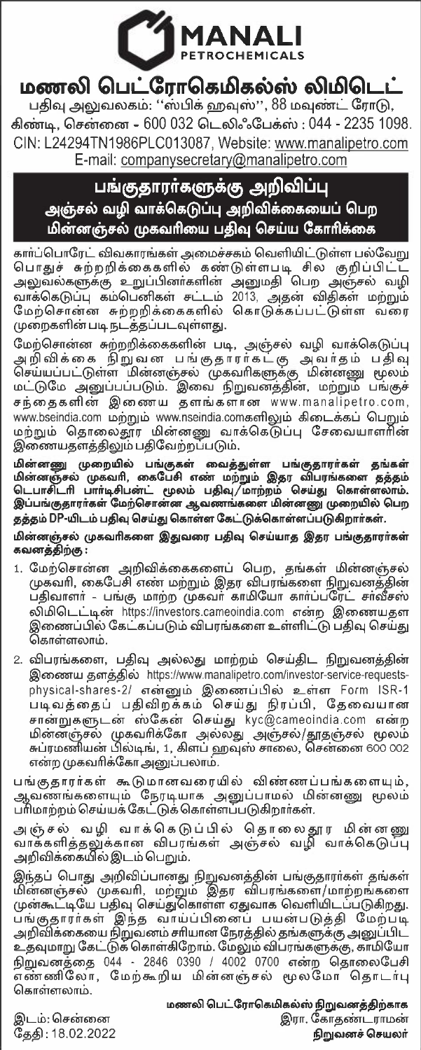MANALI PETROCHEMICALS

# மணலி பெட்ரோகெமிகல்ஸ் லிமிடெட்

பதிவு அலுவலகம்: ''ஸ்பிக் ஹவுஸ்'', 88 மவுண்ட் ரோடு, கிண்டி, சென்னை - 600 032 டெலிஃபேக்ஸ் : 044 - 2235 1098.
CIN: L24294TN1986PLC013087, Website: www.manalipetro.com
E-mail: companysecretary@manalipetro.com

## பங்குதாரர்களுக்கு அறிவிப்பு
### அஞ்சல் வழி வாக்கெடுப்பு அறிவிக்கையைப் பெற மின்னஞ்சல் முகவரியை பதிவு செய்ய கோரிக்கை

கார்ப்பொரேட் விவகாரங்கள் அமைச்சகம் வெளியிட்டுள்ள பல்வேறு பொதுச் சுற்றறிக்கைகளில் கண்டுள்ளபடி சில குறிப்பிட்ட அலுவல்களுக்கு உறுப்பினர்களின் அனுமதி பெற அஞ்சல் வழி வாக்கெடுப்பு கம்பெனிகள் சட்டம் 2013, அதன் விதிகள் மற்றும் மேற்சொன்ன சுற்றறிக்கைகளில் கொடுக்கப்பட்டுள்ள வரை முறைகளின்படி நடத்தப்படவுள்ளது.

மேற்சொன்ன சுற்றறிக்கைகளின் படி, அஞ்சல் வழி வாக்கெடுப்பு அறிவிக்கை நிறுவன பங்குதாரர்களுக்கு அவர்தம் பதிவு செய்யப்பட்டுள்ள மின்னஞ்சல் முகவரிகளுக்கு மின்னணு மூலம் மட்டுமே அனுப்பப்படும். இவை நிறுவனத்தின், மற்றும் பங்குச் சந்தைகளின் இணைய தளங்களான www.manalipetro.com, www.bseindia.com மற்றும் www.nseindia.comகளிலும் கிடைக்கப் பெறும் மற்றும் தொலைதூர மின்னணு வாக்கெடுப்பு சேவையாளரின் இணையதளத்திலும் பதிவேற்றப்படும்.

**மின்னணு முறையில் பங்குகள் வைத்துள்ள பங்குதாரர்கள் தங்கள் மின்னஞ்சல் முகவரி, கைபேசி எண் மற்றும் இதர விபரங்களை தத்தம் டெபாசிடரி பார்டிசிபன்ட் மூலம் பதிவு/மாற்றம் செய்து கொள்ளலாம். இப்பங்குதாரர்கள் மேற்சொன்ன ஆவணங்களை மின்னணு முறையில் பெற தத்தம் DP-யிடம் பதிவு செய்து கொள்ள கேட்டுக்கொள்ளப்படுகிறார்கள்.**

**மின்னஞ்சல் முகவரிகளை இதுவரை பதிவு செய்யாத இதர பங்குதாரர்கள் கவனத்திற்கு :**

1. மேற்சொன்ன அறிவிக்கைகளைப் பெற, தங்கள் மின்னஞ்சல் முகவரி, கைபேசி எண் மற்றும் இதர விபரங்களை நிறுவனத்தின் பதிவாளர் - பங்கு மாற்ற முகவர் காமியோ கார்ப்பரேட் சர்வீசஸ் லிமிடெட்டின் https://investors.cameoindia.com என்ற இணையதள இணைப்பில் கேட்கப்படும் விபரங்களை உள்ளிட்டு பதிவு செய்து கொள்ளலாம்.
2. விபரங்களை, பதிவு அல்லது மாற்றம் செய்திட நிறுவனத்தின் இணைய தளத்தில் https://www.manalipetro.com/investor-service-requests-physical-shares-2/ என்னும் இணைப்பில் உள்ள Form ISR-1 படிவத்தைப் பதிவிறக்கம் செய்து நிரப்பி, தேவையான சான்றுகளுடன் ஸ்கேன் செய்து kyc@cameoindia.com என்ற மின்னஞ்சல் முகவரிக்கோ அல்லது அஞ்சல்/தூதஞ்சல் மூலம் சுப்ரமணியன் பில்டிங், 1, கிளப் ஹவுஸ் சாலை, சென்னை 600 002 என்ற முகவரிக்கோ அனுப்பலாம்.

பங்குதாரர்கள் கூடுமானவரையில் விண்ணப்பங்களையும், ஆவணங்களையும் நேரடியாக அனுப்பாமல் மின்னணு மூலம் பரிமாற்றம் செய்யக் கேட்டுக் கொள்ளப்படுகிறார்கள்.

அஞ்சல் வழி வாக்கெடுப்பில் தொலைதூர மின்னணு வாக்களித்தலுக்கான விபரங்கள் அஞ்சல் வழி வாக்கெடுப்பு அறிவிக்கையில் இடம் பெறும்.

இந்தப் பொது அறிவிப்பானது நிறுவனத்தின் பங்குதாரர்கள் தங்கள் மின்னஞ்சல் முகவரி, மற்றும் இதர விபரங்களை/மாற்றங்களை முன்கூட்டியே பதிவு செய்துகொள்ள ஏதுவாக வெளியிடப்படுகிறது. பங்குதாரர்கள் இந்த வாய்ப்பினைப் பயன்படுத்தி மேற்படி அறிவிக்கையை நிறுவனம் சரியான நேரத்தில் தங்களுக்கு அனுப்பிட உதவுமாறு கேட்டுக் கொள்கிறோம். மேலும் விபரங்களுக்கு, காமியோ நிறுவனத்தை 044 - 2846 0390 / 4002 0700 என்ற தொலைபேசி எண்ணிலோ, மேற்கூறிய மின்னஞ்சல் மூலமோ தொடர்பு கொள்ளலாம்.

**மணலி பெட்ரோகெமிகல்ஸ் நிறுவனத்திற்காக**
இரா. கோதண்டராமன்
**நிறுவனச் செயலர்**

இடம்: சென்னை
தேதி : 18.02.2022